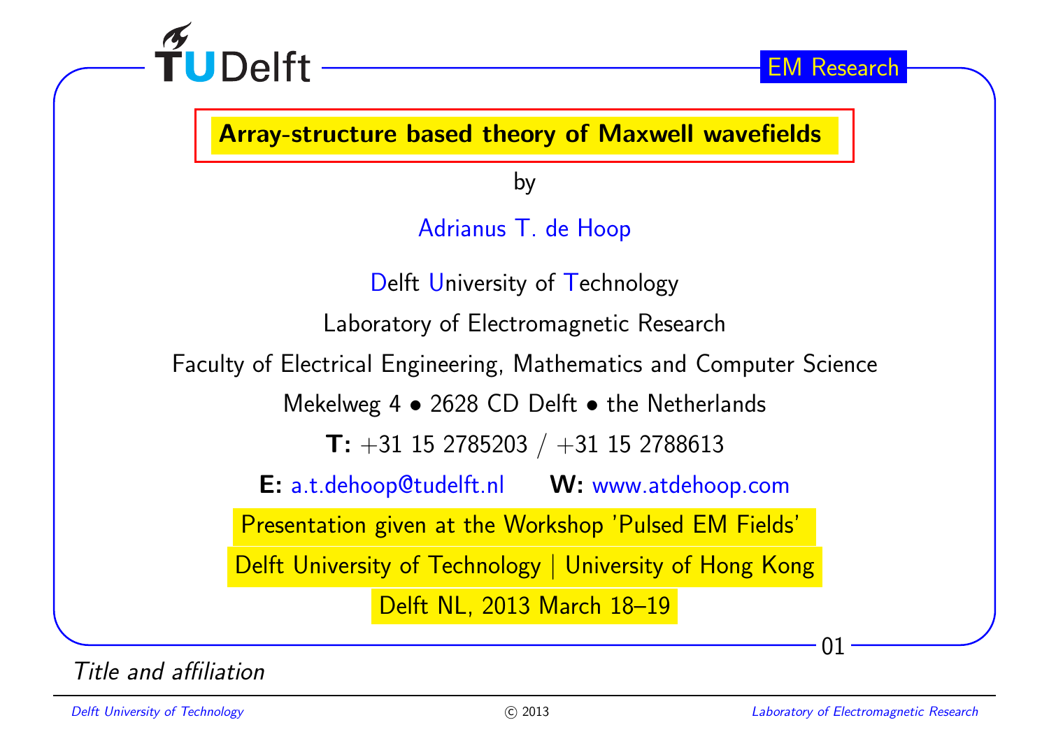# Array-structure based theory of Maxwell wavefields

by

Adrianus T. de Hoop

Delft University of Technology

Laboratory of Electromagnetic Research

Faculty of Electrical Engineering, Mathematics and Computer Science

Mekelweg 4 • 2628 CD Delft • the Netherlands

**T:** +31 15 2785203 / +31 15 2788613

**E:** a.t.dehoop@tudelft.nl **W:** www.atdehoop.com

Presentation given at the Workshop 'Pulsed EM Fields'

Delft University of Technology | University of Hong Kong

Delft NL, 2013 March 18–19

*Title and affiliation*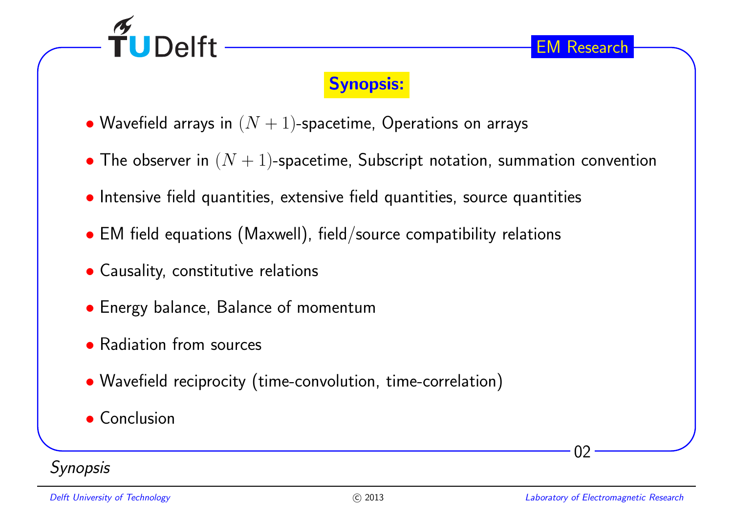## Synopsis:

- Wavefield arrays in $(N+1)$-spacetime, Operations on arrays
- The observer in $(N+1)$-spacetime, Subscript notation, summation convention
- Intensive field quantities, extensive field quantities, source quantities
- EM field equations (Maxwell), field/source compatibility relations
- Causality, constitutive relations
- Energy balance, Balance of momentum
- Radiation from sources
- Wavefield reciprocity (time-convolution, time-correlation)
- Conclusion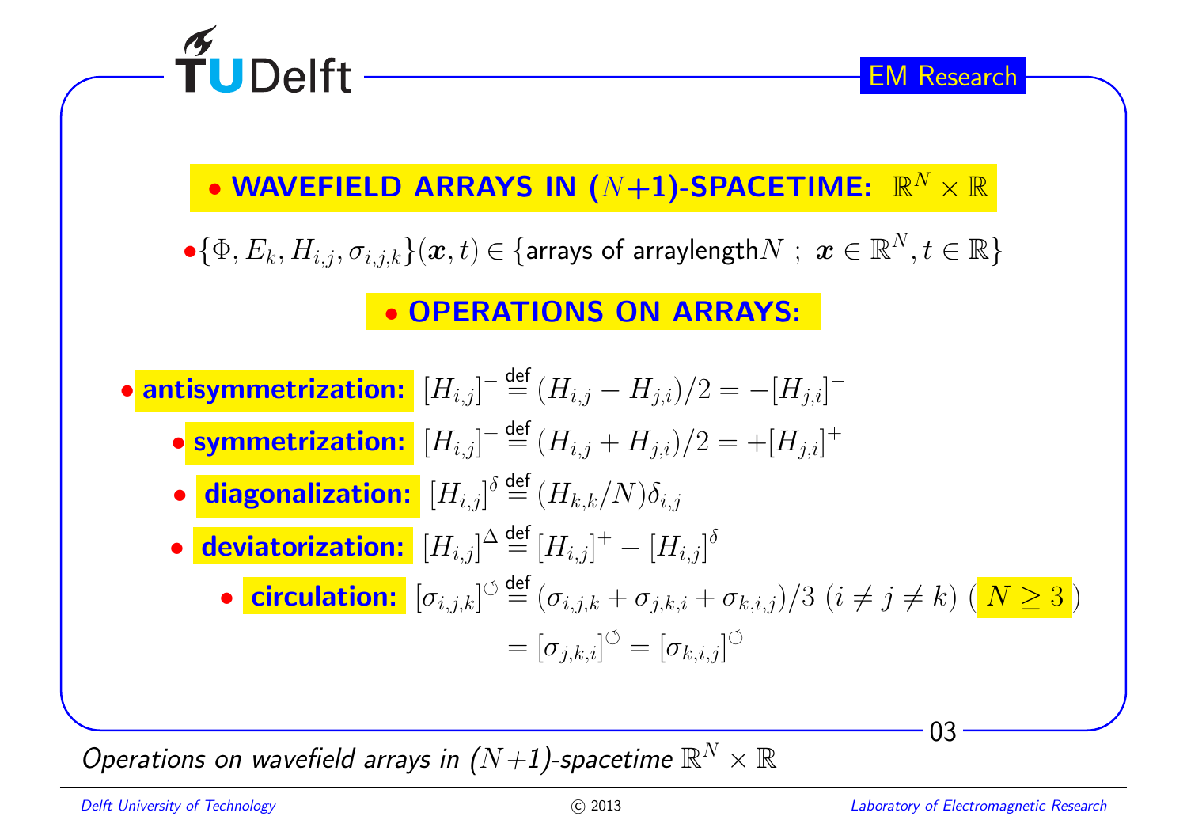## • WAVEFIELD ARRAYS IN ($N$+1)-SPACETIME: $\mathbb{R}^N \times \mathbb{R}$

• $\{\Phi, E_k, H_{i,j}, \sigma_{i,j,k}\}(\boldsymbol{x}, t) \in \{$arrays of arraylength$N$ ; $\boldsymbol{x} \in \mathbb{R}^N, t \in \mathbb{R}\}$

## • OPERATIONS ON ARRAYS:

• **antisymmetrization:** $[H_{i,j}]^- \stackrel{\text{def}}{=} (H_{i,j} - H_{j,i})/2 = -[H_{j,i}]^-$

• **symmetrization:** $[H_{i,j}]^+ \stackrel{\text{def}}{=} (H_{i,j} + H_{j,i})/2 = +[H_{j,i}]^+$

• **diagonalization:** $[H_{i,j}]^\delta \stackrel{\text{def}}{=} (H_{k,k}/N)\delta_{i,j}$

• **deviatorization:** $[H_{i,j}]^\Delta \stackrel{\text{def}}{=} [H_{i,j}]^+ - [H_{i,j}]^\delta$

• **circulation:** $[\sigma_{i,j,k}]^\circlearrowleft \stackrel{\text{def}}{=} (\sigma_{i,j,k} + \sigma_{j,k,i} + \sigma_{k,i,j})/3 \ (i \neq j \neq k) \ (N \geq 3)$

$$= [\sigma_{j,k,i}]^\circlearrowleft = [\sigma_{k,i,j}]^\circlearrowleft$$

*Operations on wavefield arrays in ($N$+1)-spacetime* $\mathbb{R}^N \times \mathbb{R}$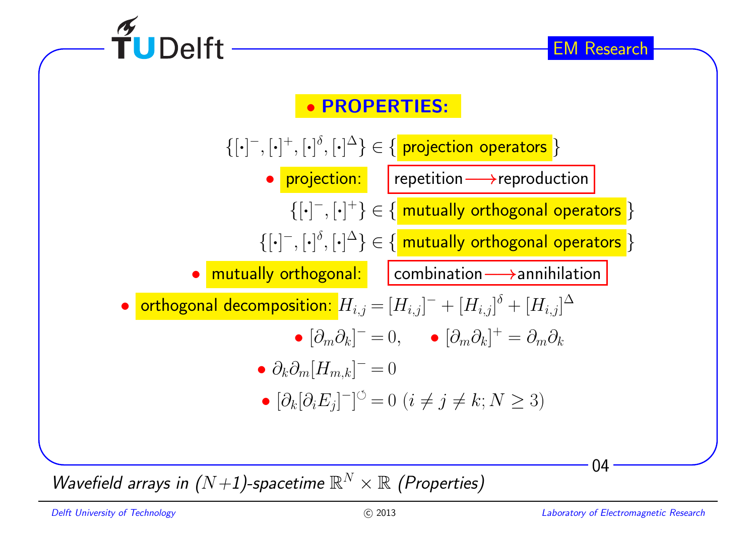## • PROPERTIES:

$$\{[\cdot]^-, [\cdot]^+, [\cdot]^\delta, [\cdot]^\Delta\} \in \{\text{ projection operators }\}$$

- projection: repetition ⟶ reproduction

$$\{[\cdot]^-, [\cdot]^+\} \in \{\text{ mutually orthogonal operators }\}$$

$$\{[\cdot]^-, [\cdot]^\delta, [\cdot]^\Delta\} \in \{\text{ mutually orthogonal operators }\}$$

- mutually orthogonal: combination ⟶ annihilation
- orthogonal decomposition: $H_{i,j} = [H_{i,j}]^- + [H_{i,j}]^\delta + [H_{i,j}]^\Delta$
  - $[\partial_m \partial_k]^- = 0$, • $[\partial_m \partial_k]^+ = \partial_m \partial_k$
  - $\partial_k \partial_m [H_{m,k}]^- = 0$
  - $[\partial_k [\partial_i E_j]^-]^\circlearrowleft = 0 \; (i \neq j \neq k; N \geq 3)$

*Wavefield arrays in $(N+1)$-spacetime $\mathbb{R}^N \times \mathbb{R}$ (Properties)*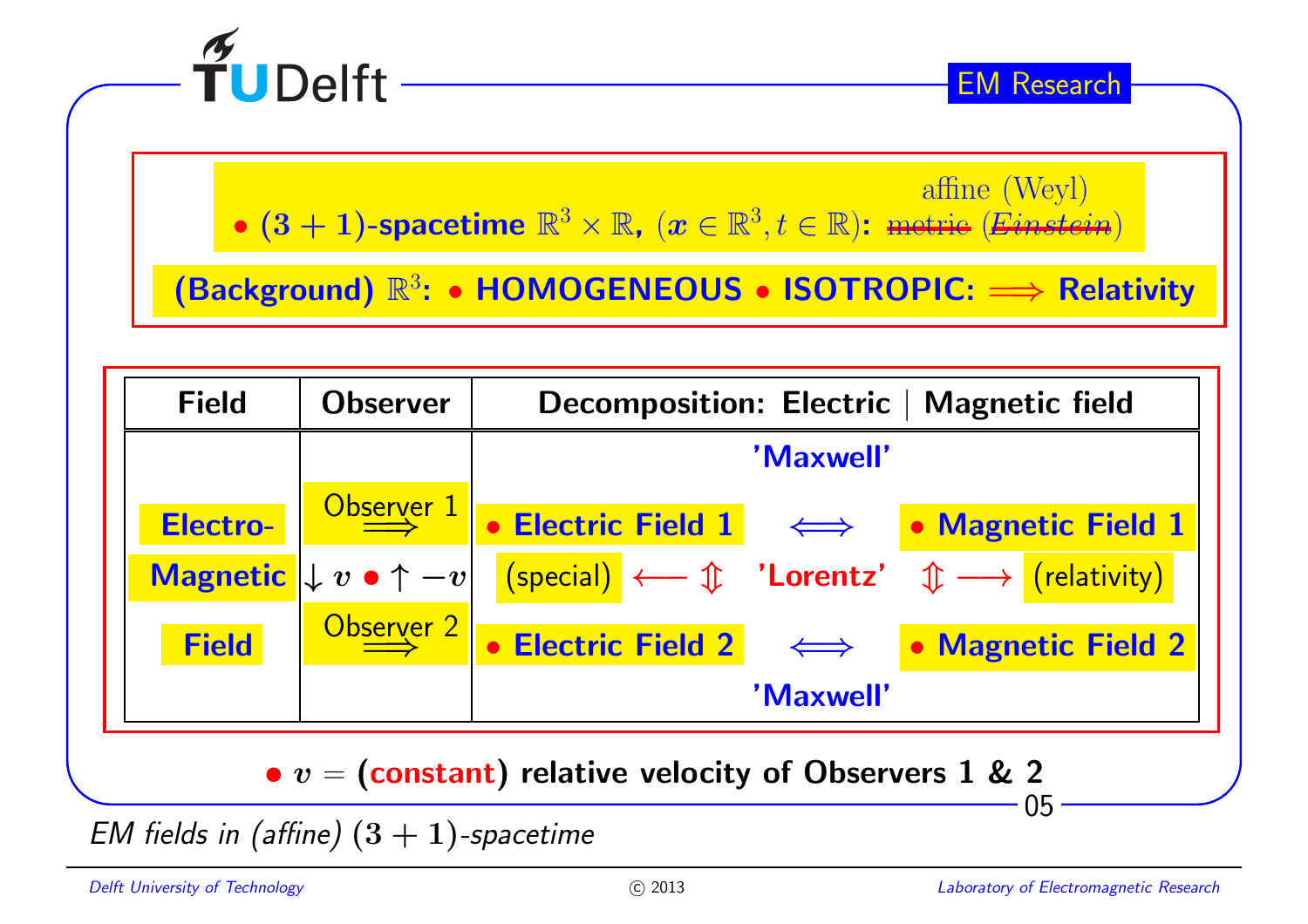• **$(3+1)$-spacetime** $\mathbb{R}^3 \times \mathbb{R}$, $(\boldsymbol{x} \in \mathbb{R}^3, t \in \mathbb{R})$: ~~metric~~ (~~*Einstein*~~) affine (Weyl)

**(Background)** $\mathbb{R}^3$: **• HOMOGENEOUS • ISOTROPIC:** $\Longrightarrow$ **Relativity**

| Field | Observer | Decomposition: Electric \| Magnetic field | | | |
|---|---|---|---|---|---|
| | | | 'Maxwell' | | |
| **Electro-** | Observer 1 $\Longrightarrow$ | **• Electric Field 1** | $\Longleftrightarrow$ | **• Magnetic Field 1** | |
| **Magnetic** | $\downarrow v \bullet \uparrow -v$ | (special) $\longleftarrow \Updownarrow$ | **'Lorentz'** | $\Updownarrow \longrightarrow$ (relativity) | |
| **Field** | Observer 2 $\Longrightarrow$ | **• Electric Field 2** | $\Longleftrightarrow$ | **• Magnetic Field 2** | |
| | | | 'Maxwell' | | |

• $v =$ (**constant**) **relative velocity of Observers 1 & 2**

*EM fields in (affine) $(3+1)$-spacetime*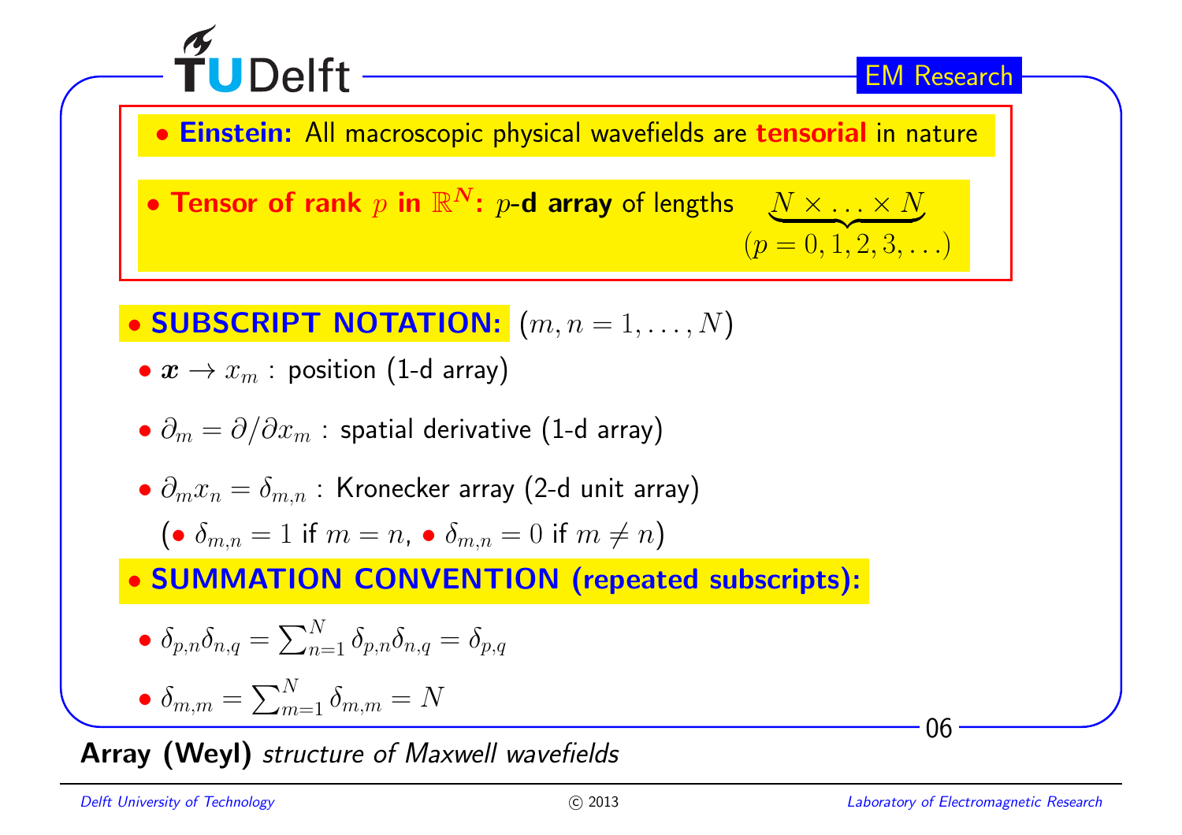- **Einstein:** All macroscopic physical wavefields are **tensorial** in nature

- **Tensor of rank $p$ in $\mathbb{R}^N$:** $p$-**d array** of lengths $\underbrace{N \times \ldots \times N}_{(p=0,1,2,3,\ldots)}$

- **SUBSCRIPT NOTATION:** $(m, n = 1, \ldots, N)$
  - $\boldsymbol{x} \to x_m$ : position (1-d array)
  - $\partial_m = \partial/\partial x_m$ : spatial derivative (1-d array)
  - $\partial_m x_n = \delta_{m,n}$ : Kronecker array (2-d unit array)
    (• $\delta_{m,n} = 1$ if $m = n$, • $\delta_{m,n} = 0$ if $m \neq n$)

- **SUMMATION CONVENTION (repeated subscripts):**
  - $\delta_{p,n}\delta_{n,q} = \sum_{n=1}^{N} \delta_{p,n}\delta_{n,q} = \delta_{p,q}$
  - $\delta_{m,m} = \sum_{m=1}^{N} \delta_{m,m} = N$

**Array (Weyl)** *structure of Maxwell wavefields*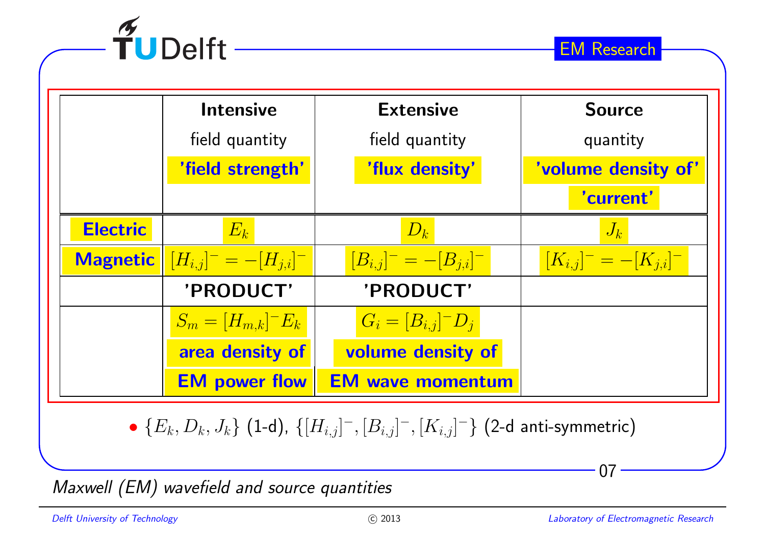| | **Intensive** field quantity **'field strength'** | **Extensive** field quantity **'flux density'** | **Source** quantity **'volume density of' 'current'** |
|---|---|---|---|
| **Electric** | $E_k$ | $D_k$ | $J_k$ |
| **Magnetic** | $[H_{i,j}]^- = -[H_{j,i}]^-$ | $[B_{i,j}]^- = -[B_{j,i}]^-$ | $[K_{i,j}]^- = -[K_{j,i}]^-$ |
| | **'PRODUCT'** | **'PRODUCT'** | |
| | $S_m = [H_{m,k}]^- E_k$ **area density of EM power flow** | $G_i = [B_{i,j}]^- D_j$ **volume density of EM wave momentum** | |

- $\{E_k, D_k, J_k\}$ (1-d), $\{[H_{i,j}]^-, [B_{i,j}]^-, [K_{i,j}]^-\}$ (2-d anti-symmetric)

*Maxwell (EM) wavefield and source quantities*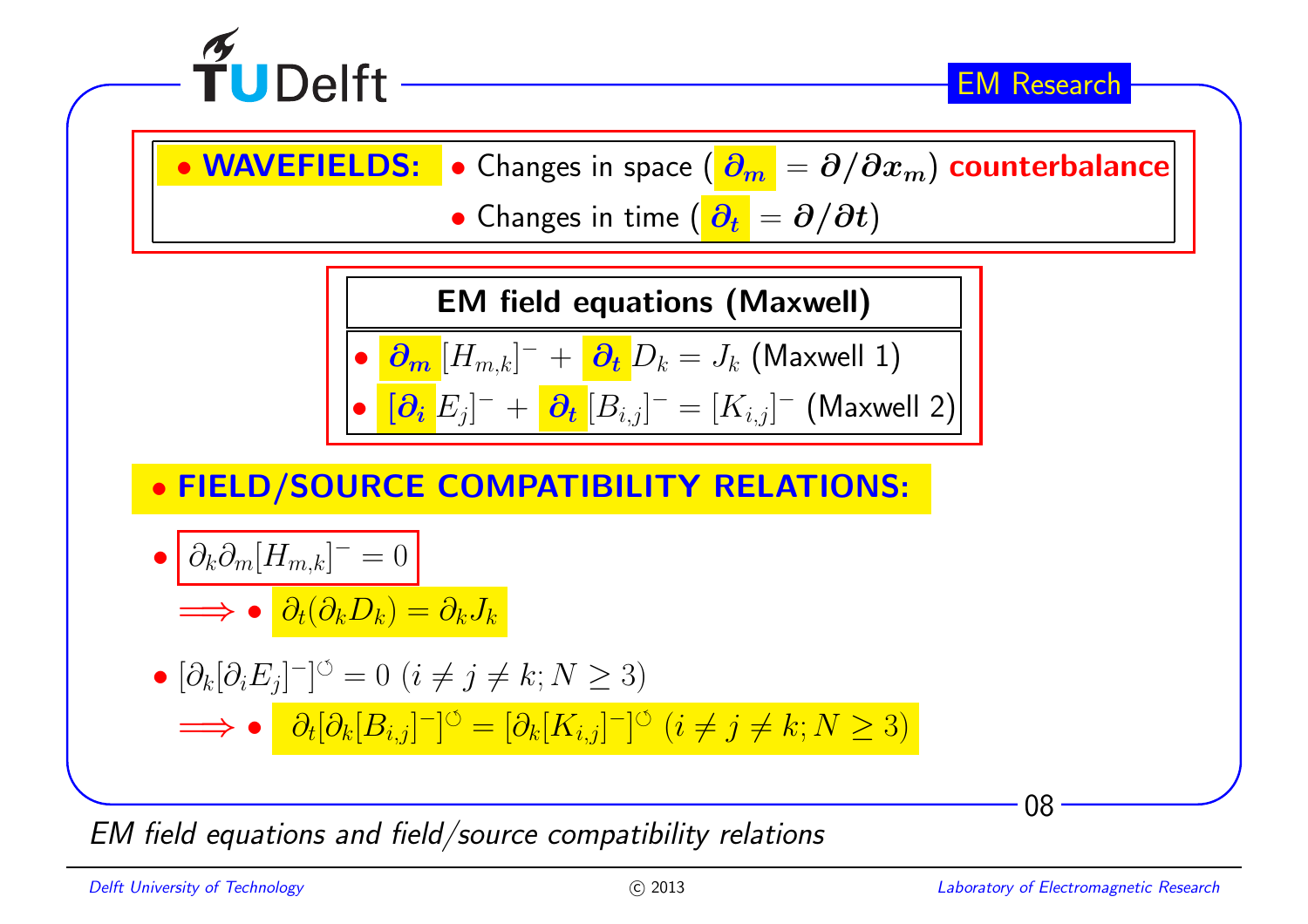- **WAVEFIELDS:**
  - Changes in space ( $\partial_m = \partial/\partial x_m$ ) **counterbalance**
  - Changes in time ( $\partial_t = \partial/\partial t$ )

**EM field equations (Maxwell)**

- $\partial_m [H_{m,k}]^- + \partial_t D_k = J_k$ (Maxwell 1)
- $[\partial_i E_j]^- + \partial_t [B_{i,j}]^- = [K_{i,j}]^-$ (Maxwell 2)

- **FIELD/SOURCE COMPATIBILITY RELATIONS:**

- $\partial_k \partial_m [H_{m,k}]^- = 0$

  $\Longrightarrow$ • $\partial_t(\partial_k D_k) = \partial_k J_k$

- $[\partial_k [\partial_i E_j]^-]^{\circlearrowleft} = 0$ $(i \neq j \neq k; N \geq 3)$

  $\Longrightarrow$ • $\partial_t [\partial_k [B_{i,j}]^-]^{\circlearrowleft} = [\partial_k [K_{i,j}]^-]^{\circlearrowleft}$ $(i \neq j \neq k; N \geq 3)$

*EM field equations and field/source compatibility relations*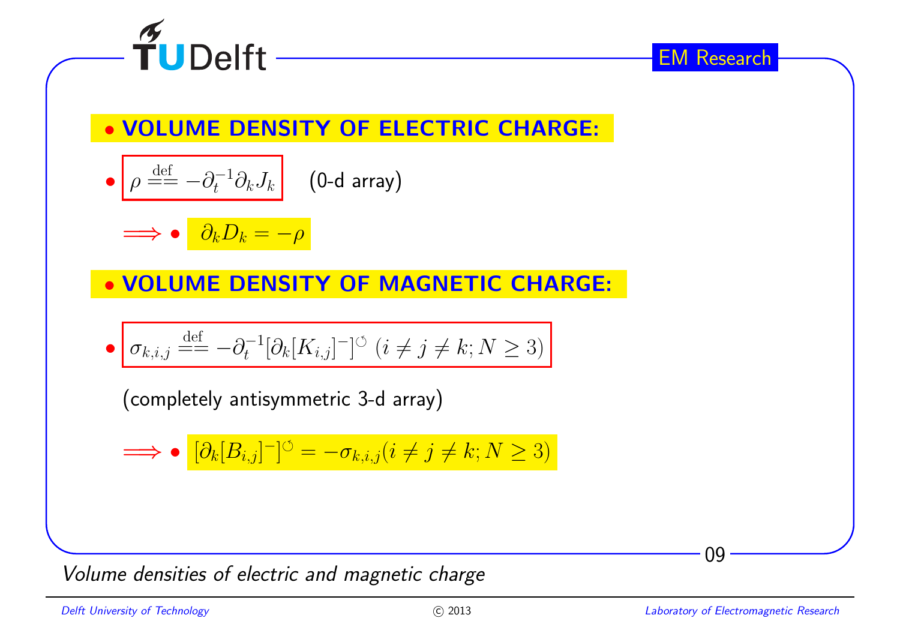## • VOLUME DENSITY OF ELECTRIC CHARGE:

- $\rho \overset{\text{def}}{=\!=} -\partial_t^{-1}\partial_k J_k$ (0-d array)

$\Longrightarrow$ • $\partial_k D_k = -\rho$

## • VOLUME DENSITY OF MAGNETIC CHARGE:

- $\sigma_{k,i,j} \overset{\text{def}}{=\!=} -\partial_t^{-1}[\partial_k [K_{i,j}]^-]^{\circlearrowleft} \; (i \neq j \neq k; N \geq 3)$

(completely antisymmetric 3-d array)

$\Longrightarrow$ • $[\partial_k [B_{i,j}]^-]^{\circlearrowleft} = -\sigma_{k,i,j} (i \neq j \neq k; N \geq 3)$

*Volume densities of electric and magnetic charge*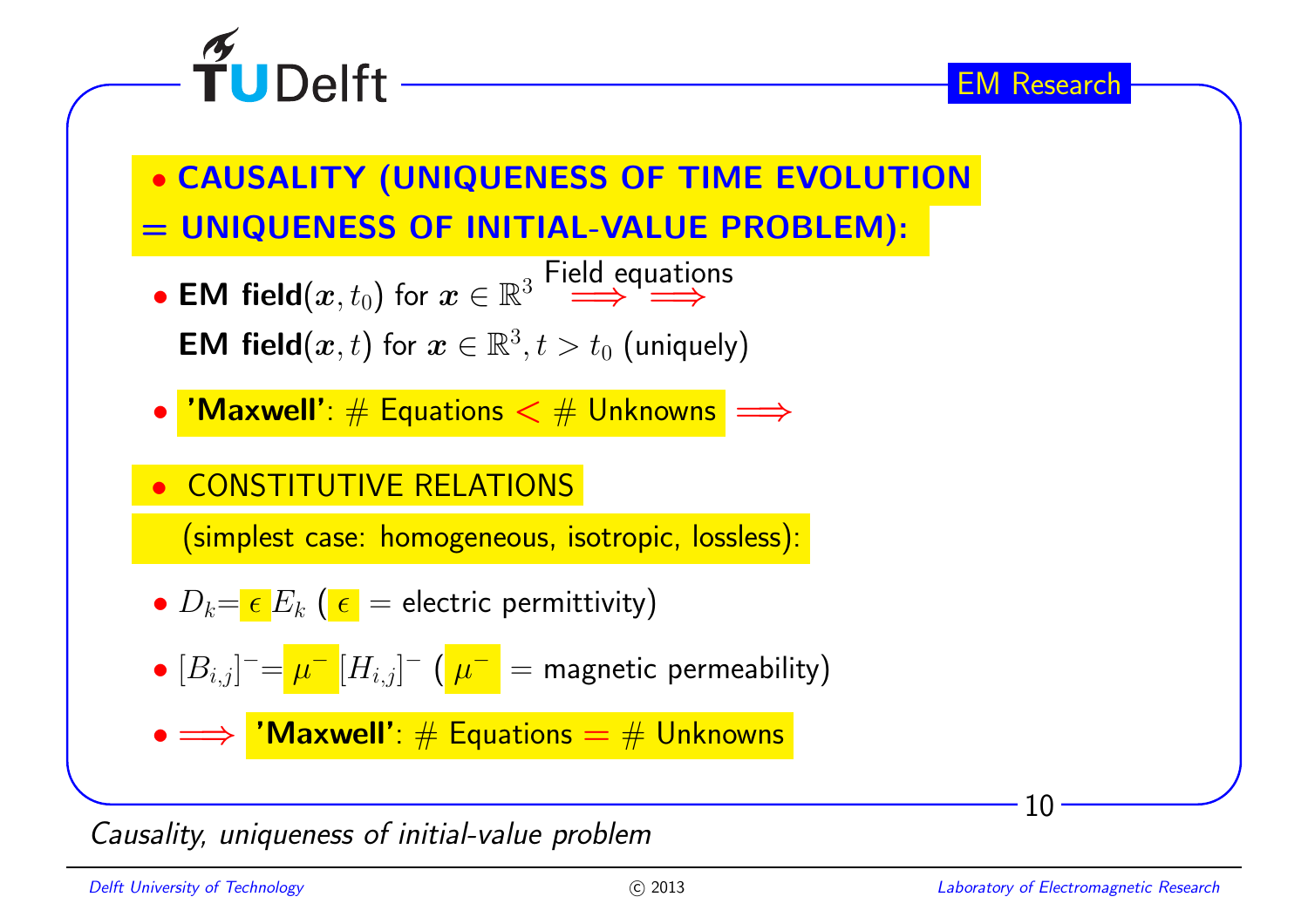## • CAUSALITY (UNIQUENESS OF TIME EVOLUTION = UNIQUENESS OF INITIAL-VALUE PROBLEM):

- **EM field**$(\boldsymbol{x}, t_0)$ for $\boldsymbol{x} \in \mathbb{R}^3$ $\overset{\text{Field equations}}{\Longrightarrow \Longrightarrow}$
  **EM field**$(\boldsymbol{x}, t)$ for $\boldsymbol{x} \in \mathbb{R}^3, t > t_0$ (uniquely)

- **'Maxwell'**: # Equations $<$ # Unknowns $\Longrightarrow$

## • CONSTITUTIVE RELATIONS

(simplest case: homogeneous, isotropic, lossless):

- $D_k = \epsilon E_k$ ($\epsilon$ = electric permittivity)

- $[B_{i,j}]^- = \mu^- [H_{i,j}]^-$ ($\mu^-$ = magnetic permeability)

- $\Longrightarrow$ **'Maxwell'**: # Equations $=$ # Unknowns

*Causality, uniqueness of initial-value problem*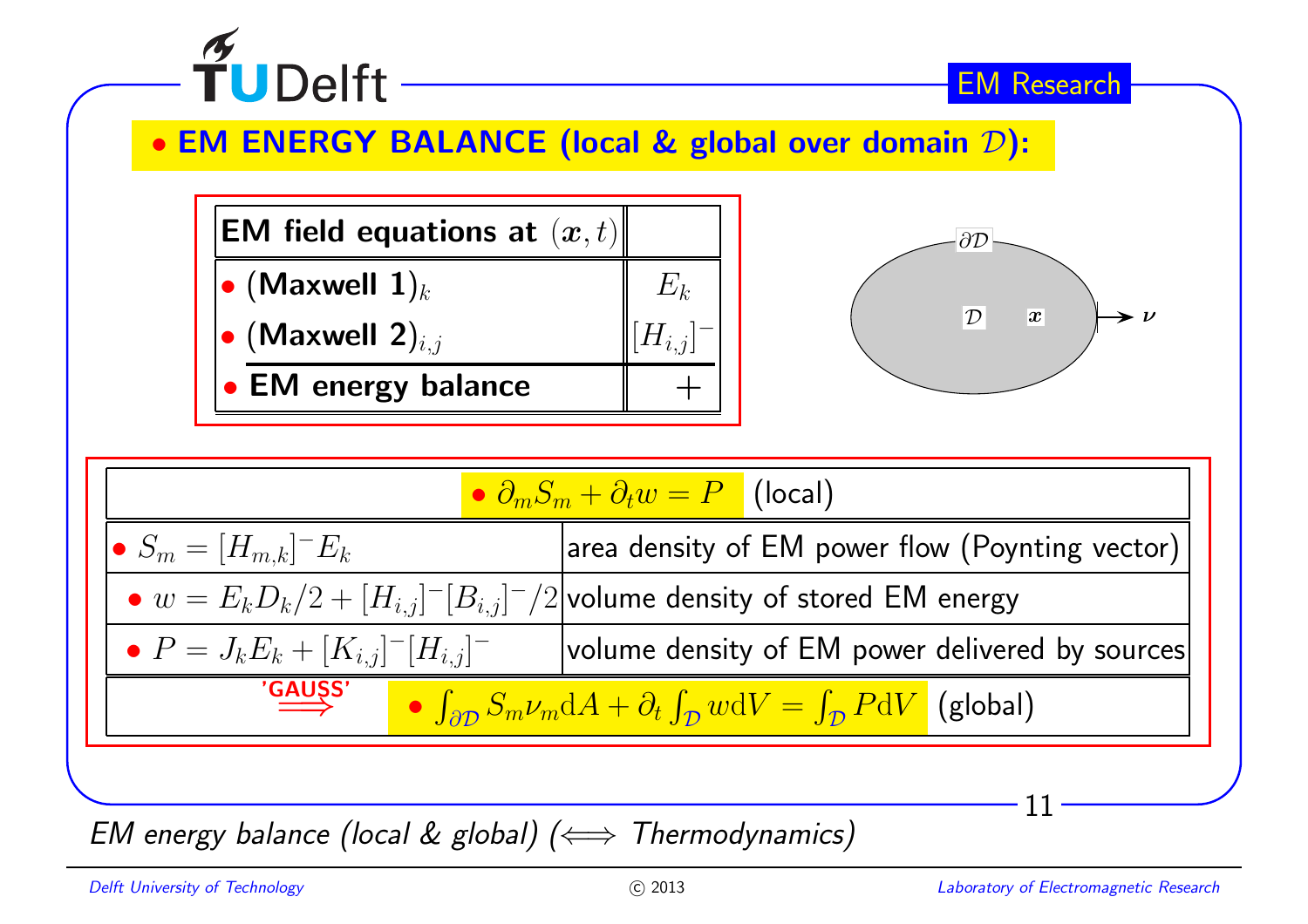## • EM ENERGY BALANCE (local & global over domain $\mathcal{D}$):

| **EM field equations at** $(\boldsymbol{x}, t)$ | |
|---|---|
| • **(Maxwell 1)**$_k$ | $E_k$ |
| • **(Maxwell 2)**$_{i,j}$ | $[H_{i,j}]^-$ |
| • **EM energy balance** | $+$ |

$\partial\mathcal{D}$, $\mathcal{D}$, $\boldsymbol{x}$, $\boldsymbol{\nu}$

| • $\partial_m S_m + \partial_t w = P$ (local) | |
|---|---|
| • $S_m = [H_{m,k}]^- E_k$ | area density of EM power flow (Poynting vector) |
| • $w = E_k D_k/2 + [H_{i,j}]^-[B_{i,j}]^-/2$ | volume density of stored EM energy |
| • $P = J_k E_k + [K_{i,j}]^-[H_{i,j}]^-$ | volume density of EM power delivered by sources |
| 'GAUSS' $\Longrightarrow$ | • $\int_{\partial\mathcal{D}} S_m \nu_m \mathrm{d}A + \partial_t \int_{\mathcal{D}} w \mathrm{d}V = \int_{\mathcal{D}} P \mathrm{d}V$ (global) |

*EM energy balance (local & global) ($\Longleftrightarrow$ Thermodynamics)*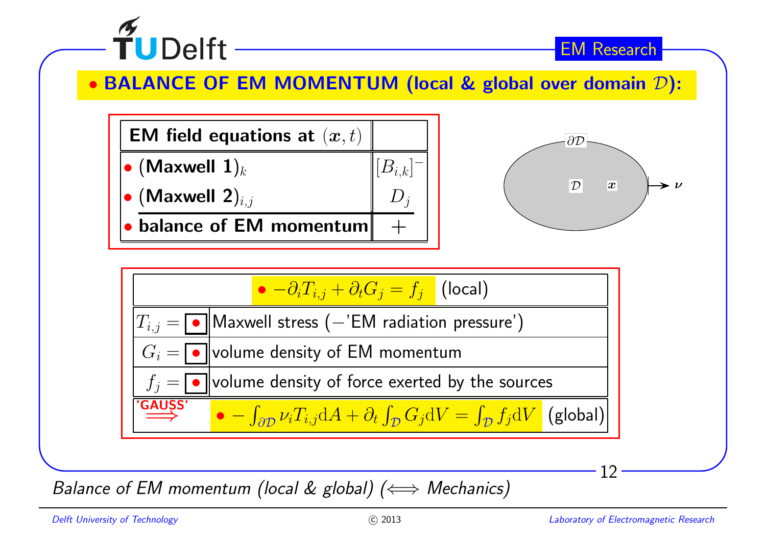# • BALANCE OF EM MOMENTUM (local & global over domain $\mathcal{D}$):

| EM field equations at $(\boldsymbol{x}, t)$ | |
|---|---|
| • (Maxwell 1)$_k$ | $[B_{i,k}]^-$ |
| • (Maxwell 2)$_{i,j}$ | $D_j$ |
| • balance of EM momentum | $+$ |

$\partial\mathcal{D}$, $\mathcal{D}$, $\boldsymbol{x}$, $\boldsymbol{\nu}$

| • $-\partial_i T_{i,j} + \partial_t G_j = f_j$ (local) | |
|---|---|
| $T_{i,j} =$ • | Maxwell stress ($-$'EM radiation pressure') |
| $G_i =$ • | volume density of EM momentum |
| $f_j =$ • | volume density of force exerted by the sources |
| 'GAUSS' $\Longrightarrow$ | • $-\int_{\partial\mathcal{D}} \nu_i T_{i,j} \mathrm{d}A + \partial_t \int_{\mathcal{D}} G_j \mathrm{d}V = \int_{\mathcal{D}} f_j \mathrm{d}V$ (global) |

*Balance of EM momentum (local & global) ($\Longleftrightarrow$ Mechanics)*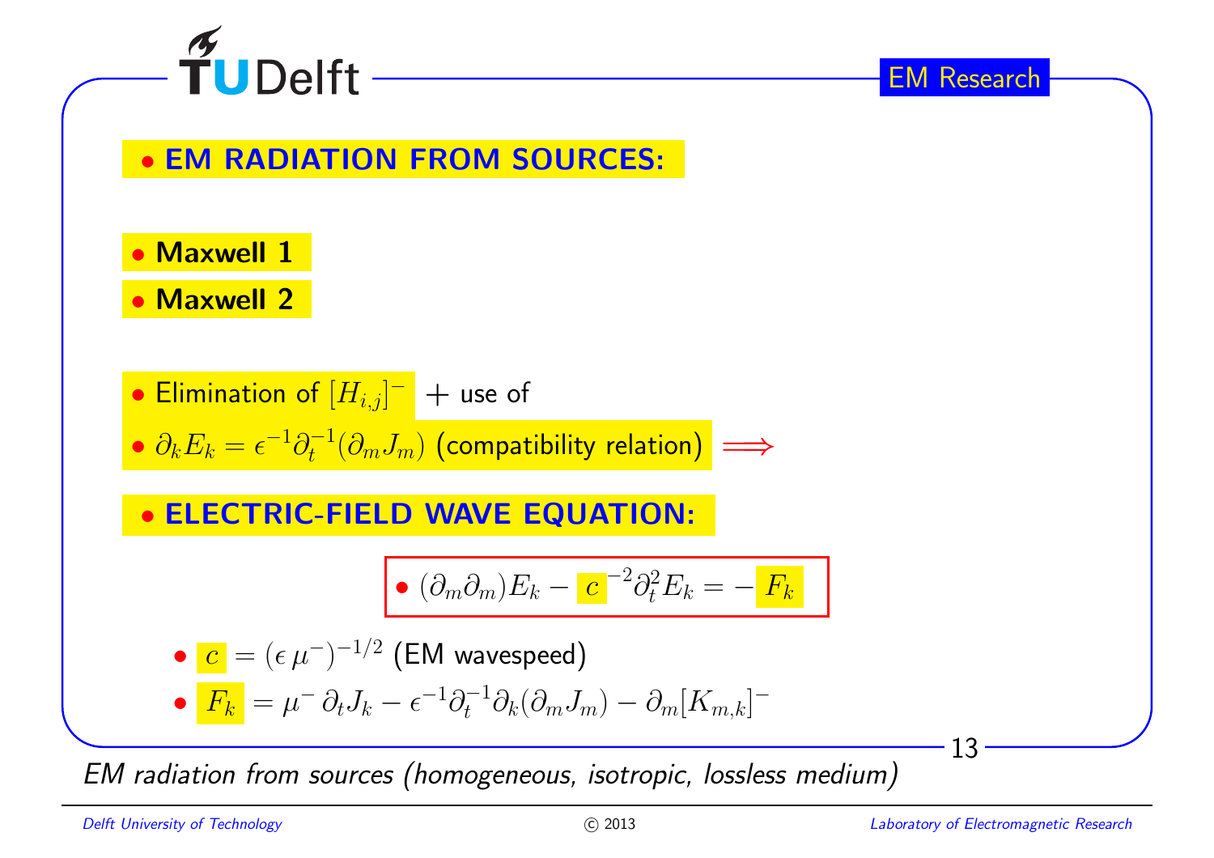## • EM RADIATION FROM SOURCES:

- **Maxwell 1**
- **Maxwell 2**

- Elimination of $[H_{i,j}]^{-}$ + use of
- $\partial_k E_k = \epsilon^{-1}\partial_t^{-1}(\partial_m J_m)$ (compatibility relation) $\Longrightarrow$

## • ELECTRIC-FIELD WAVE EQUATION:

$$\bullet\ (\partial_m \partial_m) E_k - c^{-2}\partial_t^2 E_k = -F_k$$

- $c = (\epsilon\,\mu^{-})^{-1/2}$ (EM wavespeed)
- $F_k = \mu^{-}\,\partial_t J_k - \epsilon^{-1}\partial_t^{-1}\partial_k(\partial_m J_m) - \partial_m [K_{m,k}]^{-}$

*EM radiation from sources (homogeneous, isotropic, lossless medium)*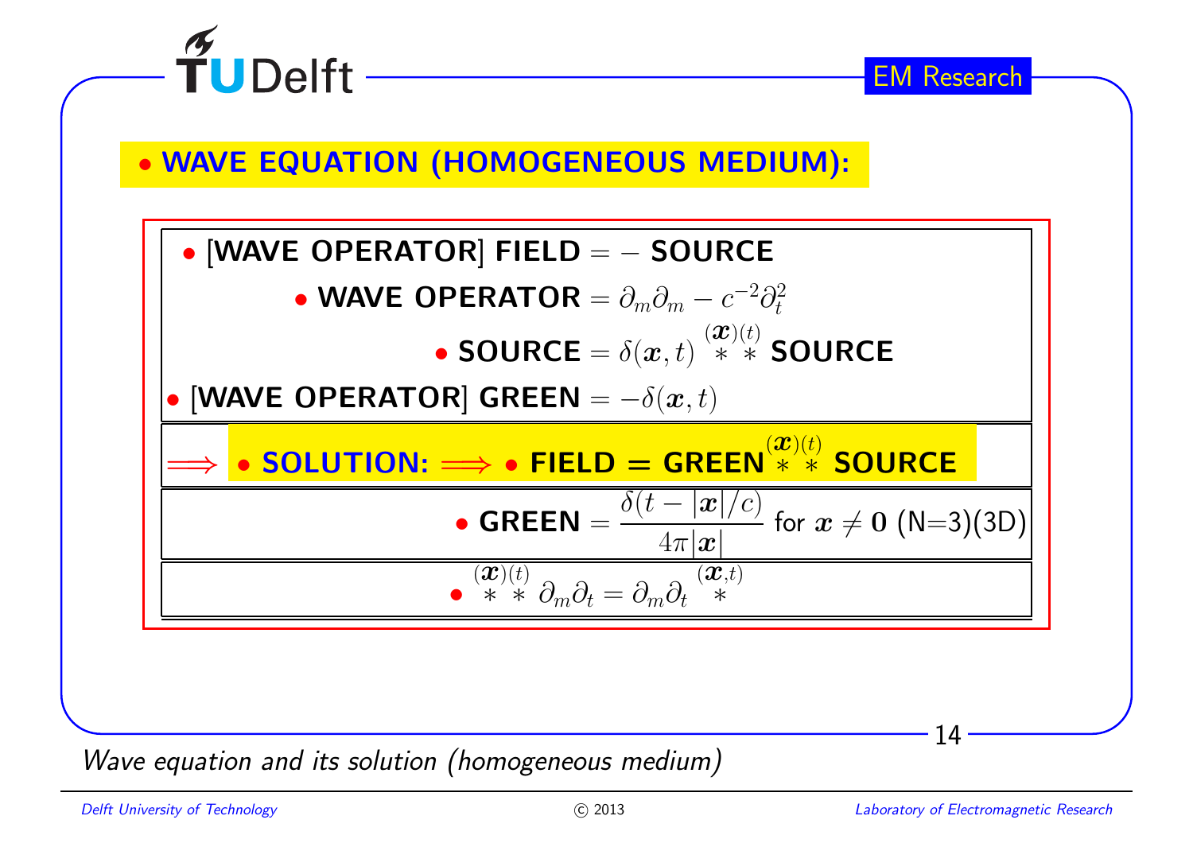## • WAVE EQUATION (HOMOGENEOUS MEDIUM):

- **[WAVE OPERATOR] FIELD** $= -$ **SOURCE**
  - **WAVE OPERATOR** $= \partial_m \partial_m - c^{-2} \partial_t^2$
  - **SOURCE** $= \delta(\boldsymbol{x}, t) \overset{(\boldsymbol{x})(t)}{\ast\ \ast}$ **SOURCE**
- **[WAVE OPERATOR] GREEN** $= -\delta(\boldsymbol{x}, t)$

$\Longrightarrow$ • **SOLUTION:** $\Longrightarrow$ • **FIELD = GREEN** $\overset{(\boldsymbol{x})(t)}{\ast\ \ast}$ **SOURCE**

- **GREEN** $= \dfrac{\delta(t - |\boldsymbol{x}|/c)}{4\pi|\boldsymbol{x}|}$ for $\boldsymbol{x} \neq \boldsymbol{0}$ (N=3)(3D)

- $\overset{(\boldsymbol{x})(t)}{\ast\ \ast}\ \partial_m \partial_t = \partial_m \partial_t \overset{(\boldsymbol{x},t)}{\ast}$

*Wave equation and its solution (homogeneous medium)*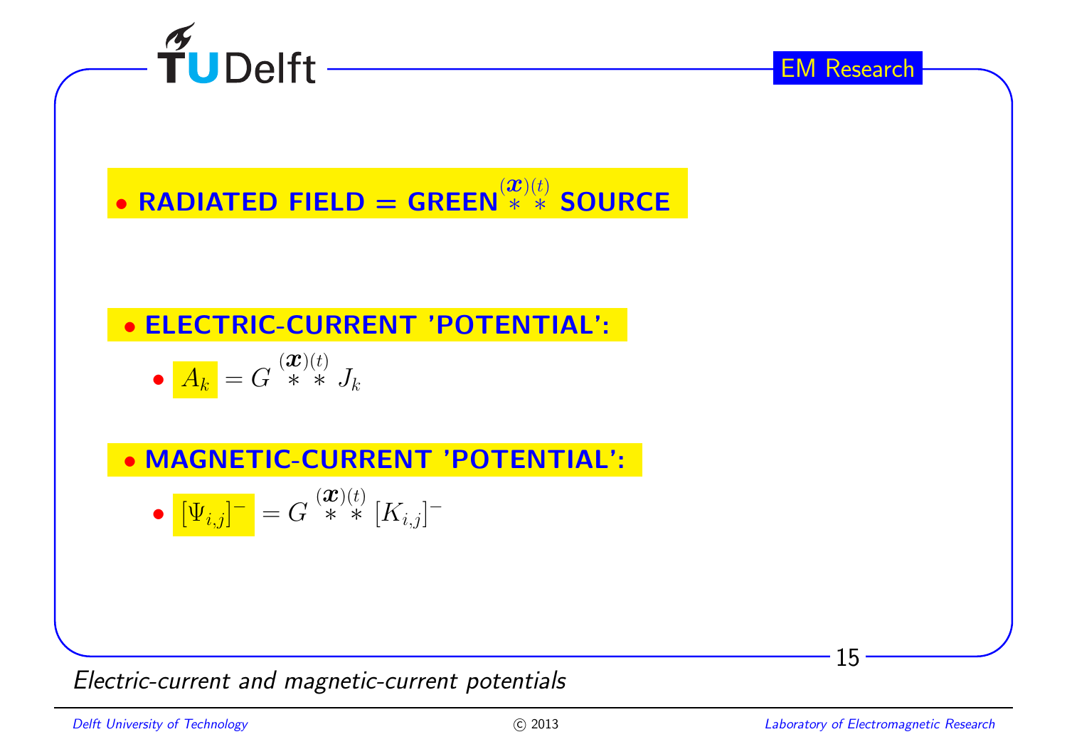- **RADIATED FIELD = GREEN $\overset{(\boldsymbol{x})(t)}{*\;*}$ SOURCE**

- **ELECTRIC-CURRENT 'POTENTIAL':**
  - $A_k = G \overset{(\boldsymbol{x})(t)}{*\;*} J_k$

- **MAGNETIC-CURRENT 'POTENTIAL':**
  - $[\Psi_{i,j}]^- = G \overset{(\boldsymbol{x})(t)}{*\;*} [K_{i,j}]^-$

*Electric-current and magnetic-current potentials*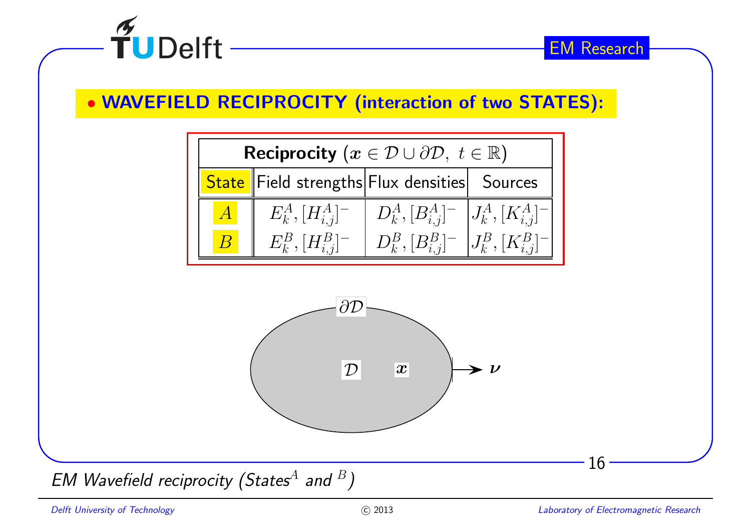## • WAVEFIELD RECIPROCITY (interaction of two STATES):

| **Reciprocity** ($\boldsymbol{x} \in \mathcal{D} \cup \partial\mathcal{D},\ t \in \mathbb{R}$) | | | |
|---|---|---|---|
| State | Field strengths | Flux densities | Sources |
| $A$ | $E_k^A, [H_{i,j}^A]^-$ | $D_k^A, [B_{i,j}^A]^-$ | $J_k^A, [K_{i,j}^A]^-$ |
| $B$ | $E_k^B, [H_{i,j}^B]^-$ | $D_k^B, [B_{i,j}^B]^-$ | $J_k^B, [K_{i,j}^B]^-$ |

$\partial\mathcal{D}$

$\mathcal{D}$ $\boldsymbol{x}$ $\boldsymbol{\nu}$

*EM Wavefield reciprocity (States$^A$ and $^B$)*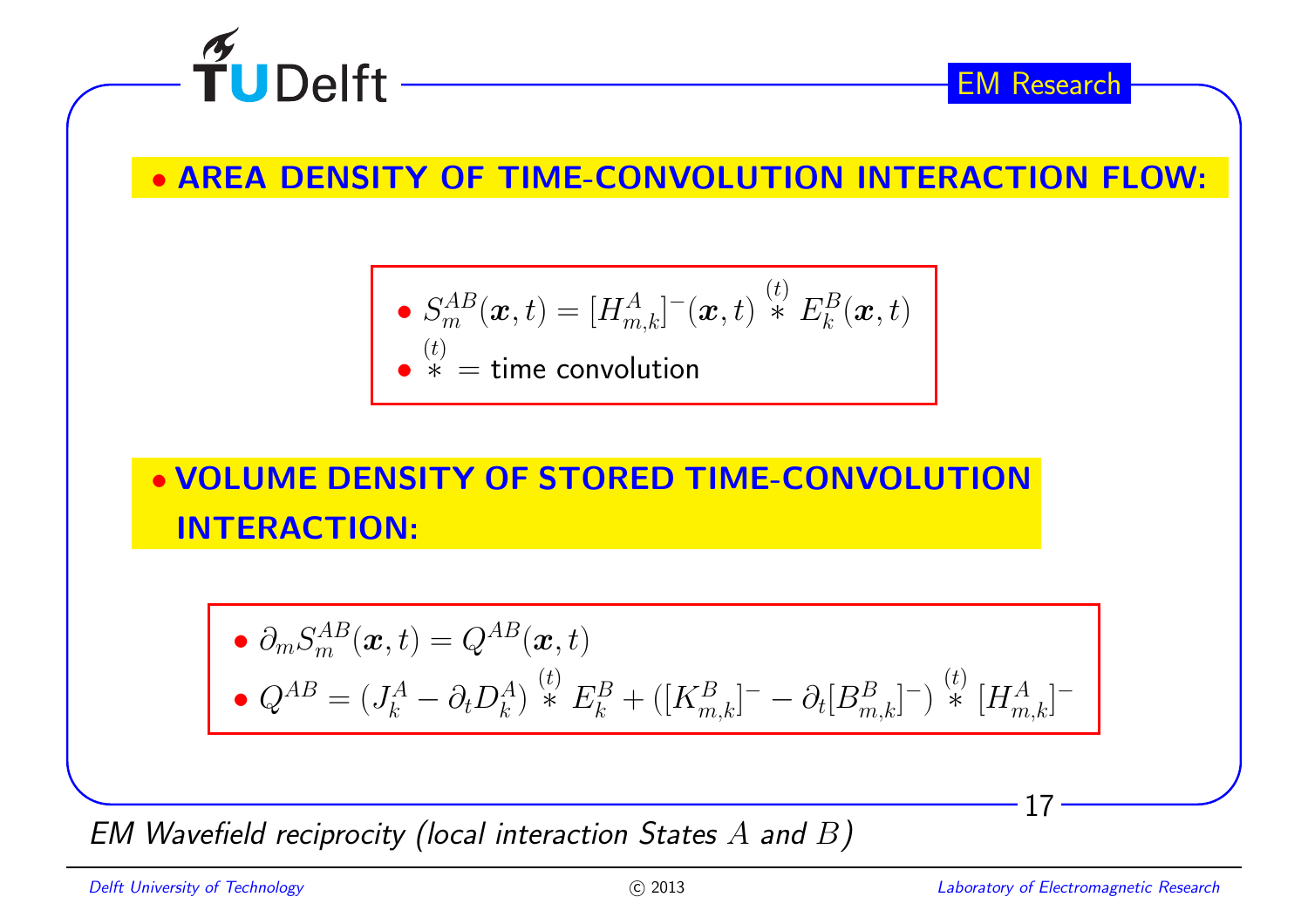## • AREA DENSITY OF TIME-CONVOLUTION INTERACTION FLOW:

- $S_m^{AB}(\boldsymbol{x},t) = [H_{m,k}^{A}]^{-}(\boldsymbol{x},t) \overset{(t)}{*} E_k^B(\boldsymbol{x},t)$
- $\overset{(t)}{*}$ = time convolution

## • VOLUME DENSITY OF STORED TIME-CONVOLUTION INTERACTION:

- $\partial_m S_m^{AB}(\boldsymbol{x},t) = Q^{AB}(\boldsymbol{x},t)$
- $Q^{AB} = (J_k^A - \partial_t D_k^A) \overset{(t)}{*} E_k^B + ([K_{m,k}^{B}]^{-} - \partial_t [B_{m,k}^{B}]^{-}) \overset{(t)}{*} [H_{m,k}^{A}]^{-}$

*EM Wavefield reciprocity (local interaction States $A$ and $B$)*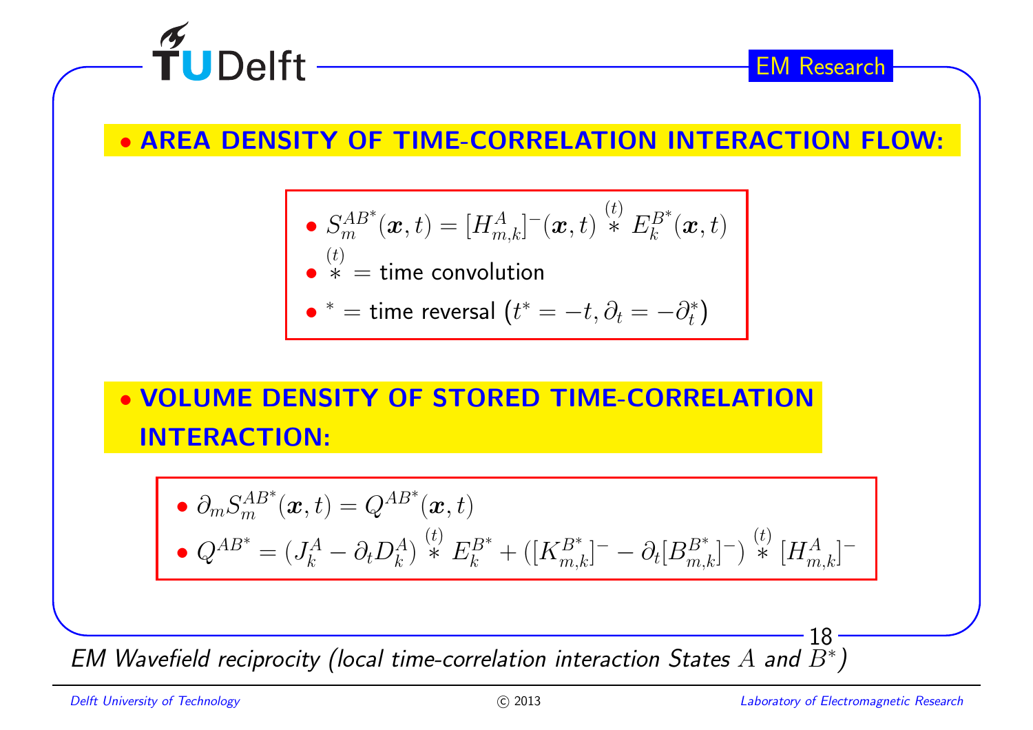## • AREA DENSITY OF TIME-CORRELATION INTERACTION FLOW:

- $S_m^{AB^*}(\boldsymbol{x},t) = [H_{m,k}^A]^-(\boldsymbol{x},t) \overset{(t)}{*} E_k^{B^*}(\boldsymbol{x},t)$
- $\overset{(t)}{*}$ = time convolution
- $^*$ = time reversal $\left(t^* = -t, \partial_t = -\partial_t^*\right)$

## • VOLUME DENSITY OF STORED TIME-CORRELATION INTERACTION:

- $\partial_m S_m^{AB^*}(\boldsymbol{x},t) = Q^{AB^*}(\boldsymbol{x},t)$
- $Q^{AB^*} = (J_k^A - \partial_t D_k^A) \overset{(t)}{*} E_k^{B^*} + ([K_{m,k}^{B^*}]^- - \partial_t [B_{m,k}^{B^*}]^-) \overset{(t)}{*} [H_{m,k}^A]^-$

*EM Wavefield reciprocity (local time-correlation interaction States $A$ and $B^*$)*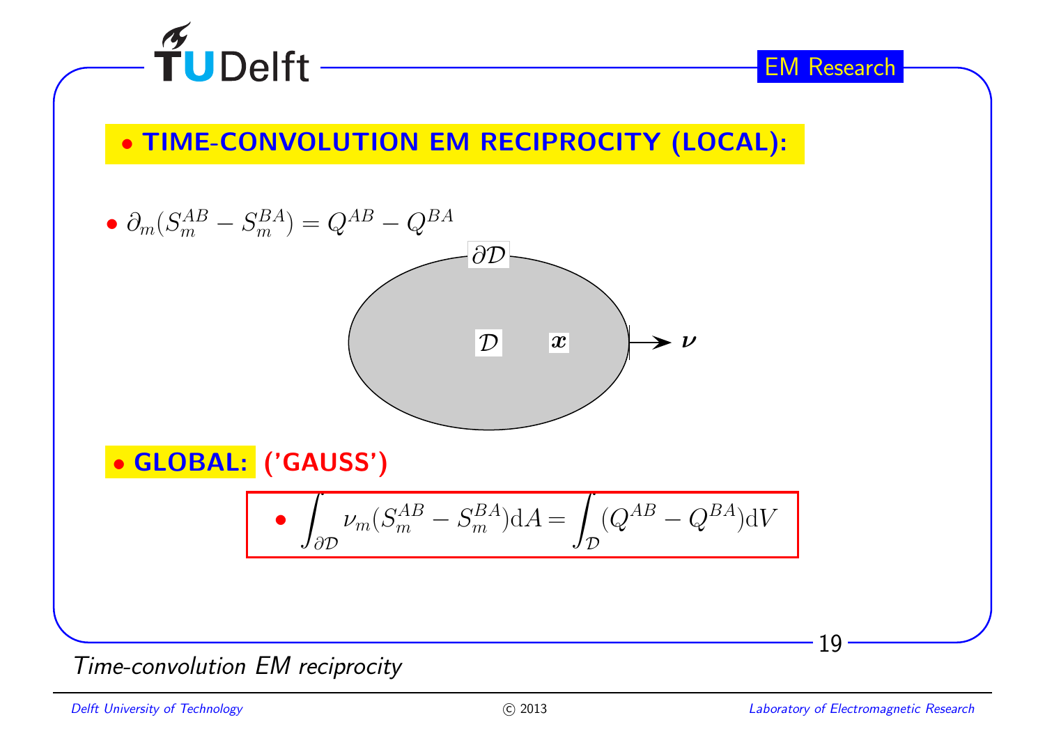## • TIME-CONVOLUTION EM RECIPROCITY (LOCAL):

- $\partial_m(S_m^{AB} - S_m^{BA}) = Q^{AB} - Q^{BA}$

## • GLOBAL: ('GAUSS')

- $$\int_{\partial\mathcal{D}} \nu_m(S_m^{AB} - S_m^{BA})\mathrm{d}A = \int_{\mathcal{D}} (Q^{AB} - Q^{BA})\mathrm{d}V$$

*Time-convolution EM reciprocity*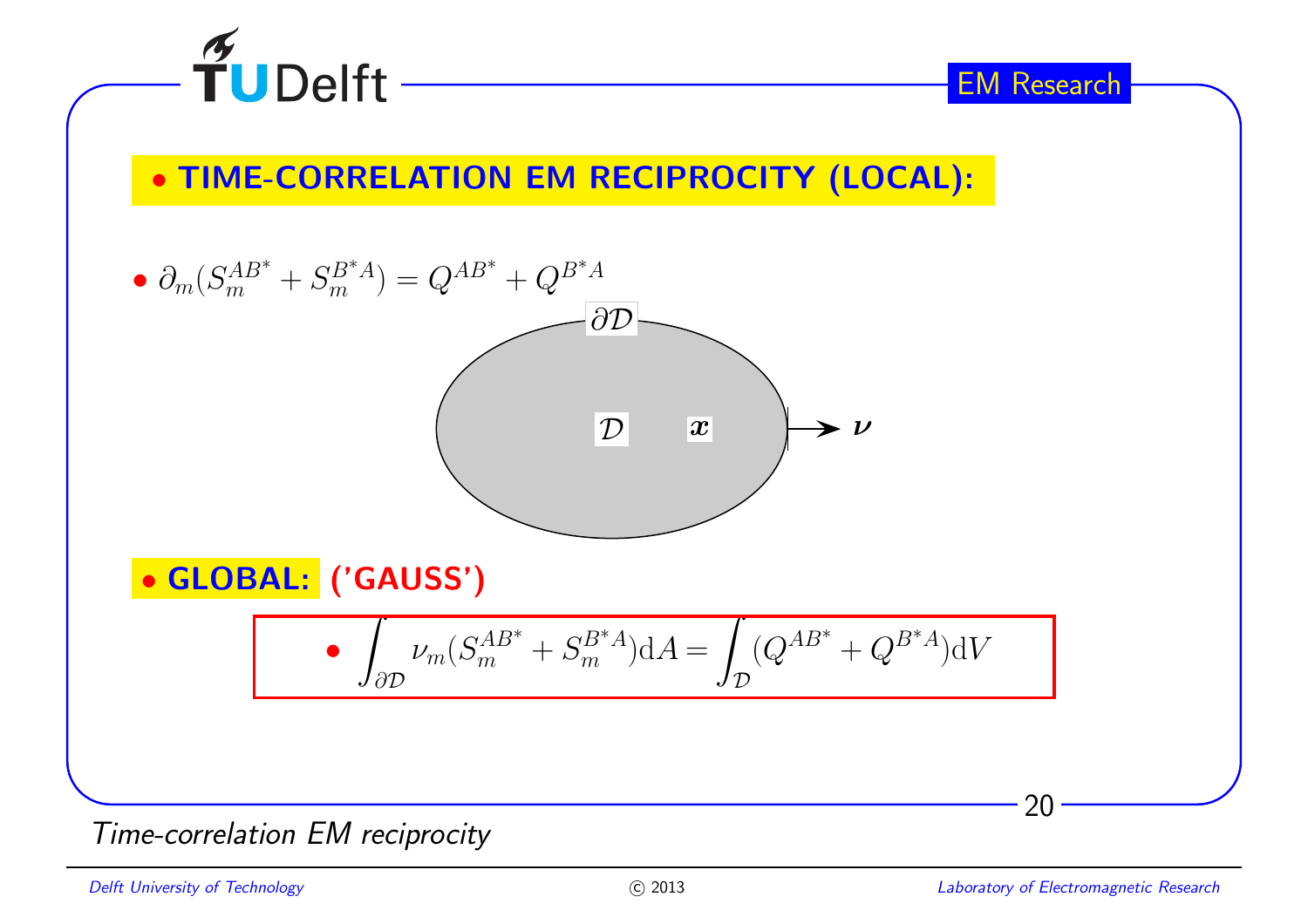## • TIME-CORRELATION EM RECIPROCITY (LOCAL):

- $\partial_m(S_m^{AB^*} + S_m^{B^*A}) = Q^{AB^*} + Q^{B^*A}$

## • GLOBAL: ('GAUSS')

- $$\int_{\partial\mathcal{D}} \nu_m(S_m^{AB^*} + S_m^{B^*A})\mathrm{d}A = \int_{\mathcal{D}} (Q^{AB^*} + Q^{B^*A})\mathrm{d}V$$

*Time-correlation EM reciprocity*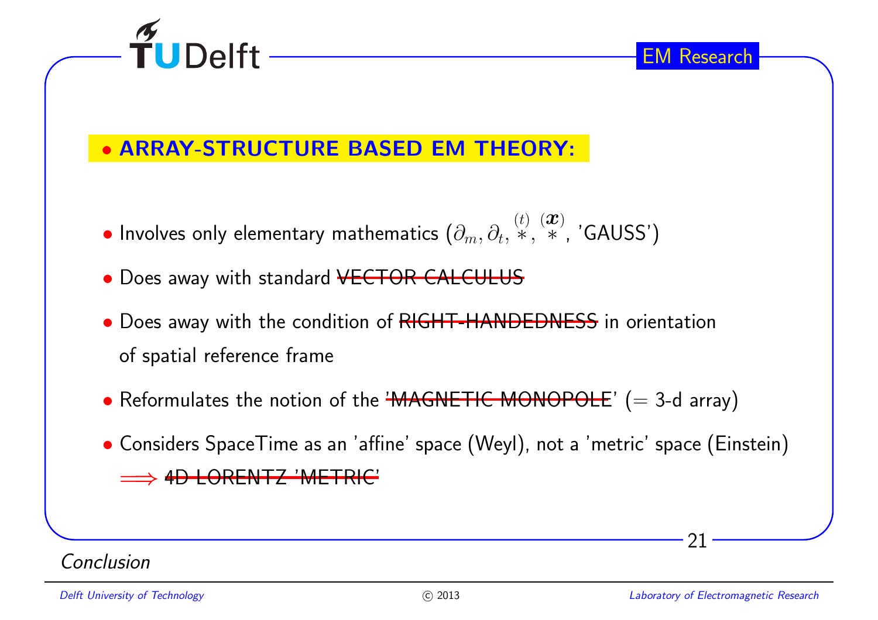## • ARRAY-STRUCTURE BASED EM THEORY:

- Involves only elementary mathematics ($\partial_m, \partial_t, \overset{(t)}{*}, \overset{(\boldsymbol{x})}{*}$, 'GAUSS')
- Does away with standard ~~VECTOR CALCULUS~~
- Does away with the condition of ~~RIGHT-HANDEDNESS~~ in orientation of spatial reference frame
- Reformulates the notion of the '~~MAGNETIC MONOPOLE~~' (= 3-d array)
- Considers SpaceTime as an 'affine' space (Weyl), not a 'metric' space (Einstein)
  $\Longrightarrow$ ~~4D LORENTZ 'METRIC'~~

*Conclusion*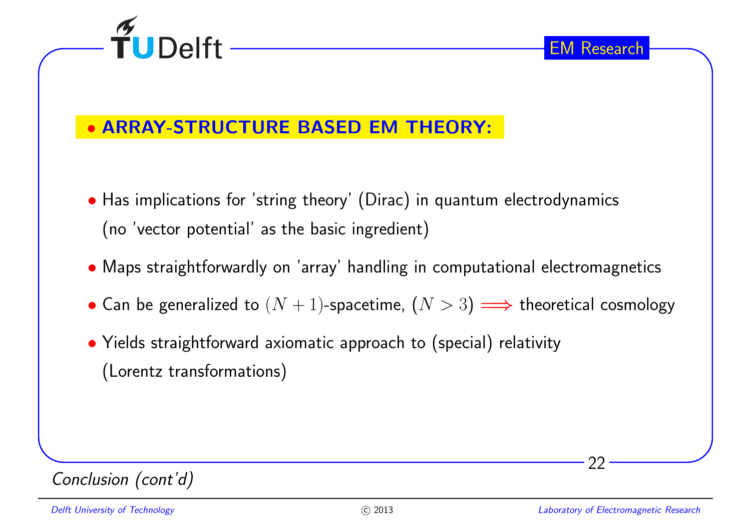## • ARRAY-STRUCTURE BASED EM THEORY:

- Has implications for 'string theory' (Dirac) in quantum electrodynamics (no 'vector potential' as the basic ingredient)
- Maps straightforwardly on 'array' handling in computational electromagnetics
- Can be generalized to $(N+1)$-spacetime, $(N > 3)$ $\Longrightarrow$ theoretical cosmology
- Yields straightforward axiomatic approach to (special) relativity (Lorentz transformations)

*Conclusion (cont'd)*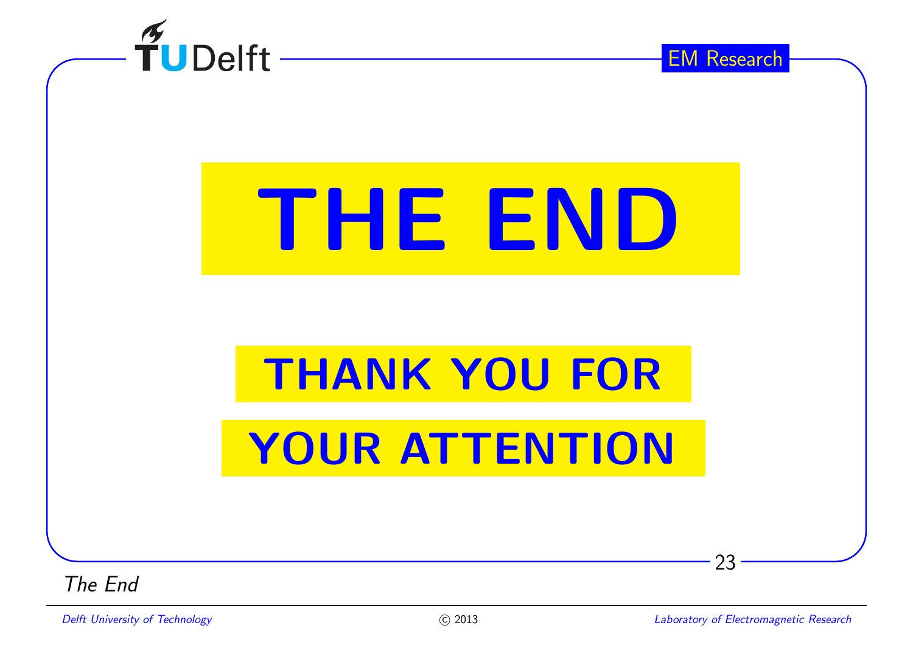# THE END

## THANK YOU FOR YOUR ATTENTION